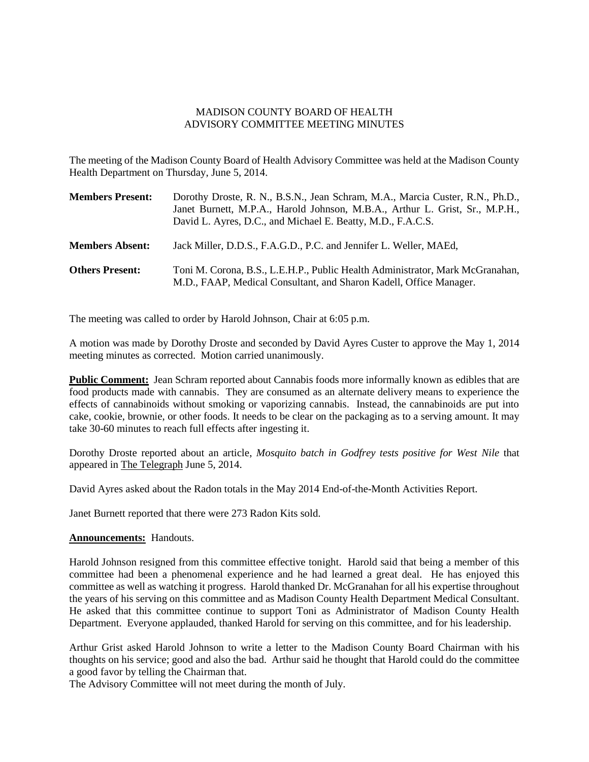# MADISON COUNTY BOARD OF HEALTH
## ADVISORY COMMITTEE MEETING MINUTES

The meeting of the Madison County Board of Health Advisory Committee was held at the Madison County Health Department on Thursday, June 5, 2014.

**Members Present:** Dorothy Droste, R. N., B.S.N., Jean Schram, M.A., Marcia Custer, R.N., Ph.D., Janet Burnett, M.P.A., Harold Johnson, M.B.A., Arthur L. Grist, Sr., M.P.H., David L. Ayres, D.C., and Michael E. Beatty, M.D., F.A.C.S.

**Members Absent:** Jack Miller, D.D.S., F.A.G.D., P.C. and Jennifer L. Weller, MAEd,

**Others Present:** Toni M. Corona, B.S., L.E.H.P., Public Health Administrator, Mark McGranahan, M.D., FAAP, Medical Consultant, and Sharon Kadell, Office Manager.

The meeting was called to order by Harold Johnson, Chair at 6:05 p.m.

A motion was made by Dorothy Droste and seconded by David Ayres Custer to approve the May 1, 2014 meeting minutes as corrected. Motion carried unanimously.

**Public Comment:** Jean Schram reported about Cannabis foods more informally known as edibles that are food products made with cannabis. They are consumed as an alternate delivery means to experience the effects of cannabinoids without smoking or vaporizing cannabis. Instead, the cannabinoids are put into cake, cookie, brownie, or other foods. It needs to be clear on the packaging as to a serving amount. It may take 30-60 minutes to reach full effects after ingesting it.

Dorothy Droste reported about an article, *Mosquito batch in Godfrey tests positive for West Nile* that appeared in The Telegraph June 5, 2014.

David Ayres asked about the Radon totals in the May 2014 End-of-the-Month Activities Report.

Janet Burnett reported that there were 273 Radon Kits sold.

**Announcements:** Handouts.

Harold Johnson resigned from this committee effective tonight. Harold said that being a member of this committee had been a phenomenal experience and he had learned a great deal. He has enjoyed this committee as well as watching it progress. Harold thanked Dr. McGranahan for all his expertise throughout the years of his serving on this committee and as Madison County Health Department Medical Consultant. He asked that this committee continue to support Toni as Administrator of Madison County Health Department. Everyone applauded, thanked Harold for serving on this committee, and for his leadership.

Arthur Grist asked Harold Johnson to write a letter to the Madison County Board Chairman with his thoughts on his service; good and also the bad. Arthur said he thought that Harold could do the committee a good favor by telling the Chairman that.

The Advisory Committee will not meet during the month of July.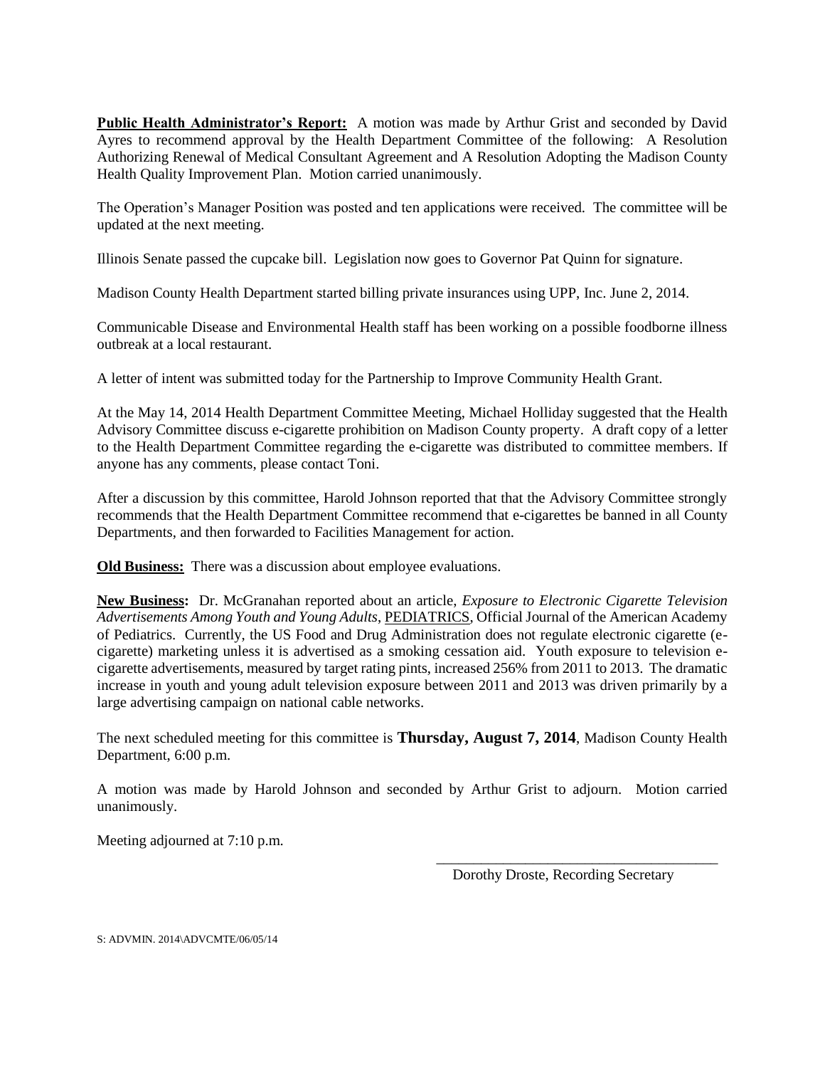**Public Health Administrator's Report:** A motion was made by Arthur Grist and seconded by David Ayres to recommend approval by the Health Department Committee of the following: A Resolution Authorizing Renewal of Medical Consultant Agreement and A Resolution Adopting the Madison County Health Quality Improvement Plan. Motion carried unanimously.

The Operation's Manager Position was posted and ten applications were received. The committee will be updated at the next meeting.

Illinois Senate passed the cupcake bill. Legislation now goes to Governor Pat Quinn for signature.

Madison County Health Department started billing private insurances using UPP, Inc. June 2, 2014.

Communicable Disease and Environmental Health staff has been working on a possible foodborne illness outbreak at a local restaurant.

A letter of intent was submitted today for the Partnership to Improve Community Health Grant.

At the May 14, 2014 Health Department Committee Meeting, Michael Holliday suggested that the Health Advisory Committee discuss e-cigarette prohibition on Madison County property. A draft copy of a letter to the Health Department Committee regarding the e-cigarette was distributed to committee members. If anyone has any comments, please contact Toni.

After a discussion by this committee, Harold Johnson reported that that the Advisory Committee strongly recommends that the Health Department Committee recommend that e-cigarettes be banned in all County Departments, and then forwarded to Facilities Management for action.

**Old Business:** There was a discussion about employee evaluations.

**New Business:** Dr. McGranahan reported about an article, *Exposure to Electronic Cigarette Television Advertisements Among Youth and Young Adults*, PEDIATRICS, Official Journal of the American Academy of Pediatrics. Currently, the US Food and Drug Administration does not regulate electronic cigarette (e-cigarette) marketing unless it is advertised as a smoking cessation aid. Youth exposure to television e-cigarette advertisements, measured by target rating pints, increased 256% from 2011 to 2013. The dramatic increase in youth and young adult television exposure between 2011 and 2013 was driven primarily by a large advertising campaign on national cable networks.

The next scheduled meeting for this committee is **Thursday, August 7, 2014**, Madison County Health Department, 6:00 p.m.

A motion was made by Harold Johnson and seconded by Arthur Grist to adjourn. Motion carried unanimously.

Meeting adjourned at 7:10 p.m.

\_\_\_\_\_\_\_\_\_\_\_\_\_\_\_\_\_\_\_\_\_\_\_\_\_\_\_\_\_\_\_\_\_\_\_\_\_\_\_\_

Dorothy Droste, Recording Secretary

S: ADVMIN. 2014\ADVCMTE/06/05/14